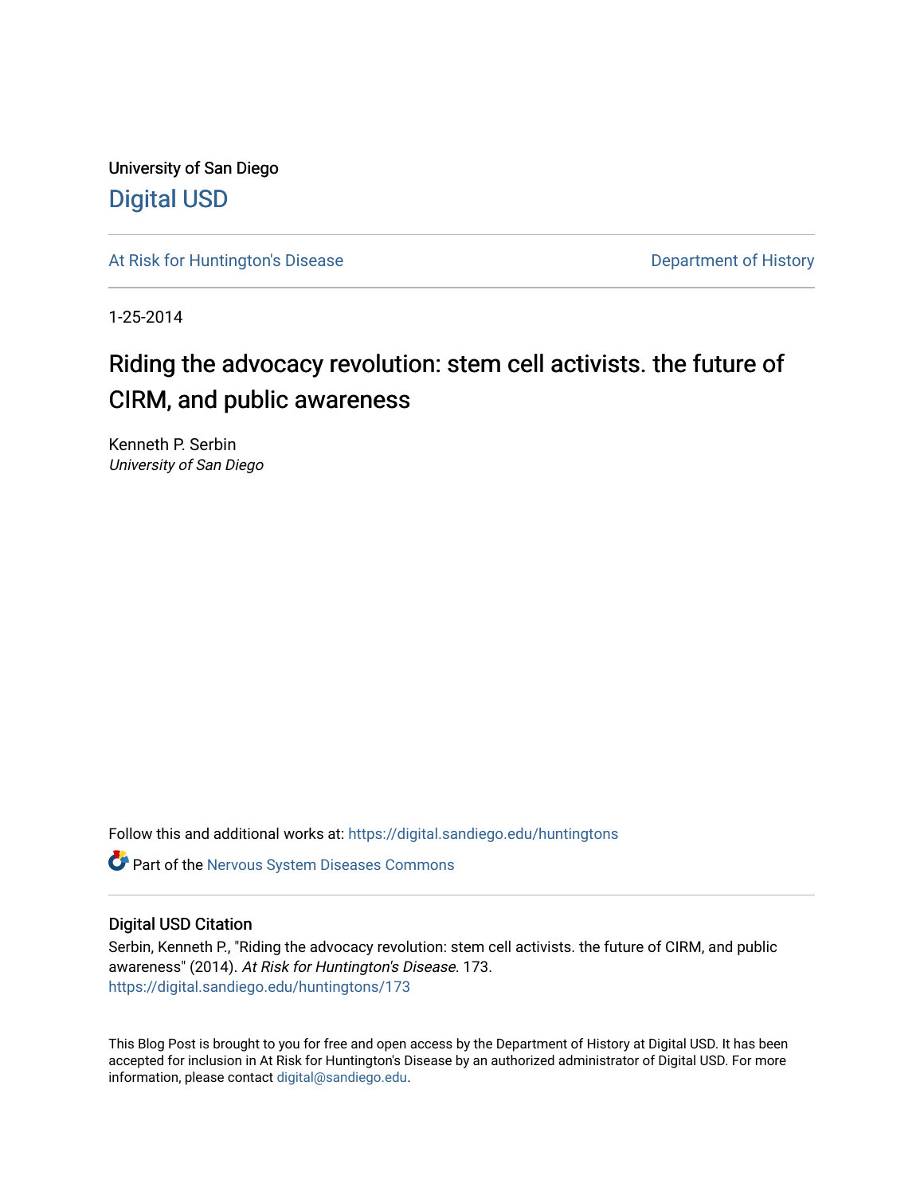University of San Diego

# Digital USD

At Risk for Huntington's Disease

Department of History

1-25-2014

# Riding the advocacy revolution: stem cell activists. the future of CIRM, and public awareness

Kenneth P. Serbin
*University of San Diego*

Follow this and additional works at: https://digital.sandiego.edu/huntingtons

Part of the Nervous System Diseases Commons

## Digital USD Citation

Serbin, Kenneth P., "Riding the advocacy revolution: stem cell activists. the future of CIRM, and public awareness" (2014). *At Risk for Huntington's Disease*. 173.
https://digital.sandiego.edu/huntingtons/173

This Blog Post is brought to you for free and open access by the Department of History at Digital USD. It has been accepted for inclusion in At Risk for Huntington's Disease by an authorized administrator of Digital USD. For more information, please contact digital@sandiego.edu.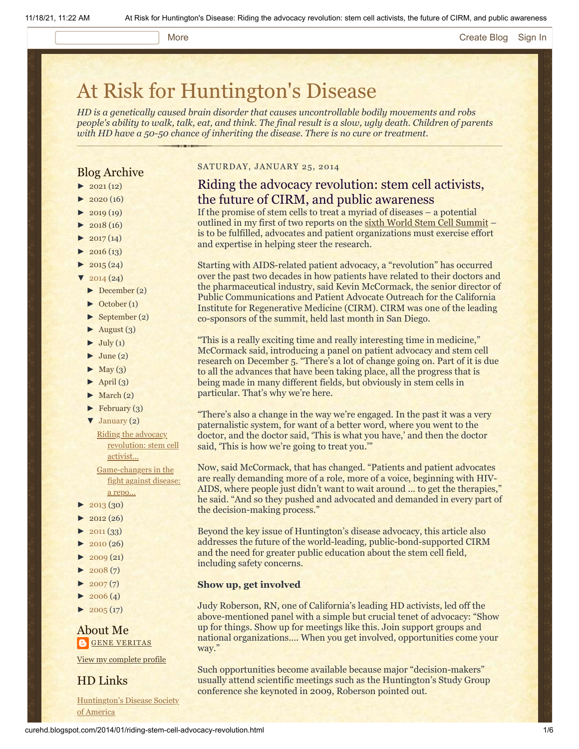# At Risk for Huntington's Disease

*HD is a genetically caused brain disorder that causes uncontrollable bodily movements and robs people's ability to walk, talk, eat, and think. The final result is a slow, ugly death. Children of parents with HD have a 50-50 chance of inheriting the disease. There is no cure or treatment.*

## Blog Archive

- ► 2021 (12)
- ► 2020 (16)
- ► 2019 (19)
- ► 2018 (16)
- ► 2017 (14)
- ► 2016 (13)
- ► 2015 (24)
- ▼ 2014 (24)
  - ► December (2)
  - ► October (1)
  - ► September (2)
  - ► August (3)
  - ► July (1)
  - ► June (2)
  - ► May (3)
  - ► April (3)
  - ► March (2)
  - ► February (3)
  - ▼ January (2)
    - Riding the advocacy revolution: stem cell activist...
    - Game-changers in the fight against disease: a repo...
- ► 2013 (30)
- ► 2012 (26)
- ► 2011 (33)
- ► 2010 (26)
- ► 2009 (21)
- ► 2008 (7)
- ► 2007 (7)
- ► 2006 (4)
- ► 2005 (17)

## About Me

GENE VERITAS

View my complete profile

## HD Links

Huntington's Disease Society of America

SATURDAY, JANUARY 25, 2014

## Riding the advocacy revolution: stem cell activists, the future of CIRM, and public awareness

If the promise of stem cells to treat a myriad of diseases – a potential outlined in my first of two reports on the sixth World Stem Cell Summit – is to be fulfilled, advocates and patient organizations must exercise effort and expertise in helping steer the research.

Starting with AIDS-related patient advocacy, a "revolution" has occurred over the past two decades in how patients have related to their doctors and the pharmaceutical industry, said Kevin McCormack, the senior director of Public Communications and Patient Advocate Outreach for the California Institute for Regenerative Medicine (CIRM). CIRM was one of the leading co-sponsors of the summit, held last month in San Diego.

"This is a really exciting time and really interesting time in medicine," McCormack said, introducing a panel on patient advocacy and stem cell research on December 5. "There's a lot of change going on. Part of it is due to all the advances that have been taking place, all the progress that is being made in many different fields, but obviously in stem cells in particular. That's why we're here.

"There's also a change in the way we're engaged. In the past it was a very paternalistic system, for want of a better word, where you went to the doctor, and the doctor said, 'This is what you have,' and then the doctor said, 'This is how we're going to treat you.'"

Now, said McCormack, that has changed. "Patients and patient advocates are really demanding more of a role, more of a voice, beginning with HIV-AIDS, where people just didn't want to wait around ... to get the therapies," he said. "And so they pushed and advocated and demanded in every part of the decision-making process."

Beyond the key issue of Huntington's disease advocacy, this article also addresses the future of the world-leading, public-bond-supported CIRM and the need for greater public education about the stem cell field, including safety concerns.

**Show up, get involved**

Judy Roberson, RN, one of California's leading HD activists, led off the above-mentioned panel with a simple but crucial tenet of advocacy: "Show up for things. Show up for meetings like this. Join support groups and national organizations.... When you get involved, opportunities come your way."

Such opportunities become available because major "decision-makers" usually attend scientific meetings such as the Huntington's Study Group conference she keynoted in 2009, Roberson pointed out.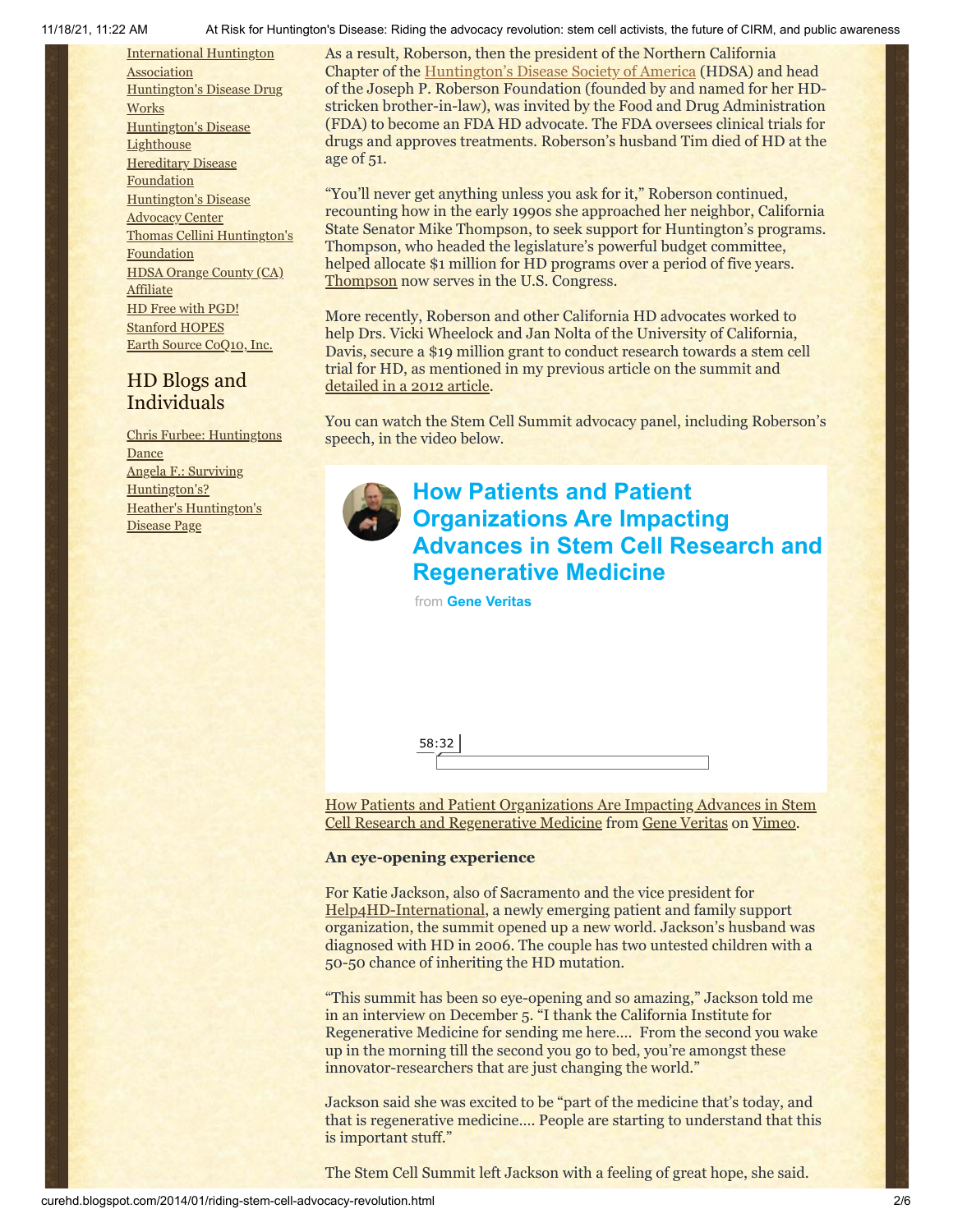International Huntington Association
Huntington's Disease Drug Works
Huntington's Disease Lighthouse
Hereditary Disease Foundation
Huntington's Disease Advocacy Center
Thomas Cellini Huntington's Foundation
HDSA Orange County (CA) Affiliate
HD Free with PGD!
Stanford HOPES
Earth Source CoQ10, Inc.

## HD Blogs and Individuals

Chris Furbee: Huntingtons Dance
Angela F.: Surviving Huntington's?
Heather's Huntington's Disease Page

As a result, Roberson, then the president of the Northern California Chapter of the Huntington's Disease Society of America (HDSA) and head of the Joseph P. Roberson Foundation (founded by and named for her HD-stricken brother-in-law), was invited by the Food and Drug Administration (FDA) to become an FDA HD advocate. The FDA oversees clinical trials for drugs and approves treatments. Roberson's husband Tim died of HD at the age of 51.

"You'll never get anything unless you ask for it," Roberson continued, recounting how in the early 1990s she approached her neighbor, California State Senator Mike Thompson, to seek support for Huntington's programs. Thompson, who headed the legislature's powerful budget committee, helped allocate $1 million for HD programs over a period of five years. Thompson now serves in the U.S. Congress.

More recently, Roberson and other California HD advocates worked to help Drs. Vicki Wheelock and Jan Nolta of the University of California, Davis, secure a $19 million grant to conduct research towards a stem cell trial for HD, as mentioned in my previous article on the summit and detailed in a 2012 article.

You can watch the Stem Cell Summit advocacy panel, including Roberson's speech, in the video below.

**How Patients and Patient Organizations Are Impacting Advances in Stem Cell Research and Regenerative Medicine**

from **Gene Veritas**

58:32

How Patients and Patient Organizations Are Impacting Advances in Stem Cell Research and Regenerative Medicine from Gene Veritas on Vimeo.

**An eye-opening experience**

For Katie Jackson, also of Sacramento and the vice president for Help4HD-International, a newly emerging patient and family support organization, the summit opened up a new world. Jackson's husband was diagnosed with HD in 2006. The couple has two untested children with a 50-50 chance of inheriting the HD mutation.

"This summit has been so eye-opening and so amazing," Jackson told me in an interview on December 5. "I thank the California Institute for Regenerative Medicine for sending me here.... From the second you wake up in the morning till the second you go to bed, you're amongst these innovator-researchers that are just changing the world."

Jackson said she was excited to be "part of the medicine that's today, and that is regenerative medicine.... People are starting to understand that this is important stuff."

The Stem Cell Summit left Jackson with a feeling of great hope, she said.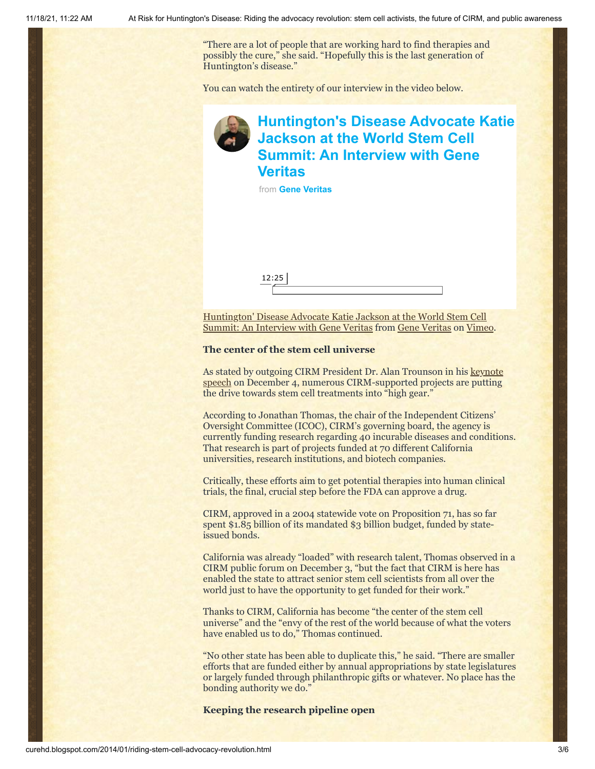"There are a lot of people that are working hard to find therapies and possibly the cure," she said. "Hopefully this is the last generation of Huntington's disease."

You can watch the entirety of our interview in the video below.

**Huntington's Disease Advocate Katie Jackson at the World Stem Cell Summit: An Interview with Gene Veritas**

from **Gene Veritas**

12:25

Huntington' Disease Advocate Katie Jackson at the World Stem Cell Summit: An Interview with Gene Veritas from Gene Veritas on Vimeo.

**The center of the stem cell universe**

As stated by outgoing CIRM President Dr. Alan Trounson in his keynote speech on December 4, numerous CIRM-supported projects are putting the drive towards stem cell treatments into "high gear."

According to Jonathan Thomas, the chair of the Independent Citizens' Oversight Committee (ICOC), CIRM's governing board, the agency is currently funding research regarding 40 incurable diseases and conditions. That research is part of projects funded at 70 different California universities, research institutions, and biotech companies.

Critically, these efforts aim to get potential therapies into human clinical trials, the final, crucial step before the FDA can approve a drug.

CIRM, approved in a 2004 statewide vote on Proposition 71, has so far spent $1.85 billion of its mandated $3 billion budget, funded by state-issued bonds.

California was already "loaded" with research talent, Thomas observed in a CIRM public forum on December 3, "but the fact that CIRM is here has enabled the state to attract senior stem cell scientists from all over the world just to have the opportunity to get funded for their work."

Thanks to CIRM, California has become "the center of the stem cell universe" and the "envy of the rest of the world because of what the voters have enabled us to do," Thomas continued.

"No other state has been able to duplicate this," he said. "There are smaller efforts that are funded either by annual appropriations by state legislatures or largely funded through philanthropic gifts or whatever. No place has the bonding authority we do."

**Keeping the research pipeline open**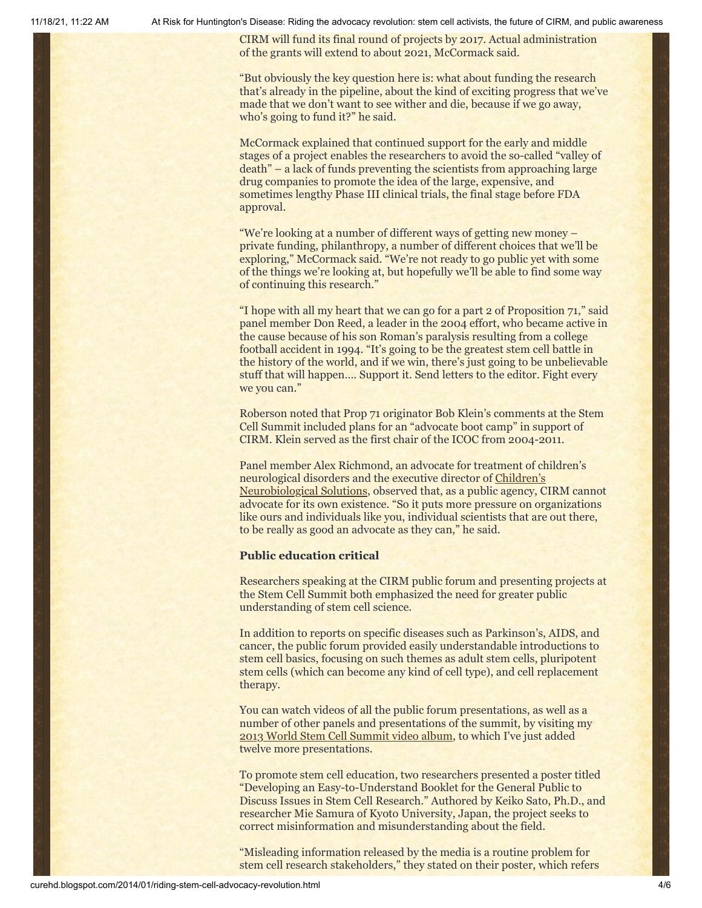CIRM will fund its final round of projects by 2017. Actual administration of the grants will extend to about 2021, McCormack said.

"But obviously the key question here is: what about funding the research that's already in the pipeline, about the kind of exciting progress that we've made that we don't want to see wither and die, because if we go away, who's going to fund it?" he said.

McCormack explained that continued support for the early and middle stages of a project enables the researchers to avoid the so-called "valley of death" – a lack of funds preventing the scientists from approaching large drug companies to promote the idea of the large, expensive, and sometimes lengthy Phase III clinical trials, the final stage before FDA approval.

"We're looking at a number of different ways of getting new money – private funding, philanthropy, a number of different choices that we'll be exploring," McCormack said. "We're not ready to go public yet with some of the things we're looking at, but hopefully we'll be able to find some way of continuing this research."

"I hope with all my heart that we can go for a part 2 of Proposition 71," said panel member Don Reed, a leader in the 2004 effort, who became active in the cause because of his son Roman's paralysis resulting from a college football accident in 1994. "It's going to be the greatest stem cell battle in the history of the world, and if we win, there's just going to be unbelievable stuff that will happen.... Support it. Send letters to the editor. Fight every we you can."

Roberson noted that Prop 71 originator Bob Klein's comments at the Stem Cell Summit included plans for an "advocate boot camp" in support of CIRM. Klein served as the first chair of the ICOC from 2004-2011.

Panel member Alex Richmond, an advocate for treatment of children's neurological disorders and the executive director of Children's Neurobiological Solutions, observed that, as a public agency, CIRM cannot advocate for its own existence. "So it puts more pressure on organizations like ours and individuals like you, individual scientists that are out there, to be really as good an advocate as they can," he said.

**Public education critical**

Researchers speaking at the CIRM public forum and presenting projects at the Stem Cell Summit both emphasized the need for greater public understanding of stem cell science.

In addition to reports on specific diseases such as Parkinson's, AIDS, and cancer, the public forum provided easily understandable introductions to stem cell basics, focusing on such themes as adult stem cells, pluripotent stem cells (which can become any kind of cell type), and cell replacement therapy.

You can watch videos of all the public forum presentations, as well as a number of other panels and presentations of the summit, by visiting my 2013 World Stem Cell Summit video album, to which I've just added twelve more presentations.

To promote stem cell education, two researchers presented a poster titled "Developing an Easy-to-Understand Booklet for the General Public to Discuss Issues in Stem Cell Research." Authored by Keiko Sato, Ph.D., and researcher Mie Samura of Kyoto University, Japan, the project seeks to correct misinformation and misunderstanding about the field.

"Misleading information released by the media is a routine problem for stem cell research stakeholders," they stated on their poster, which refers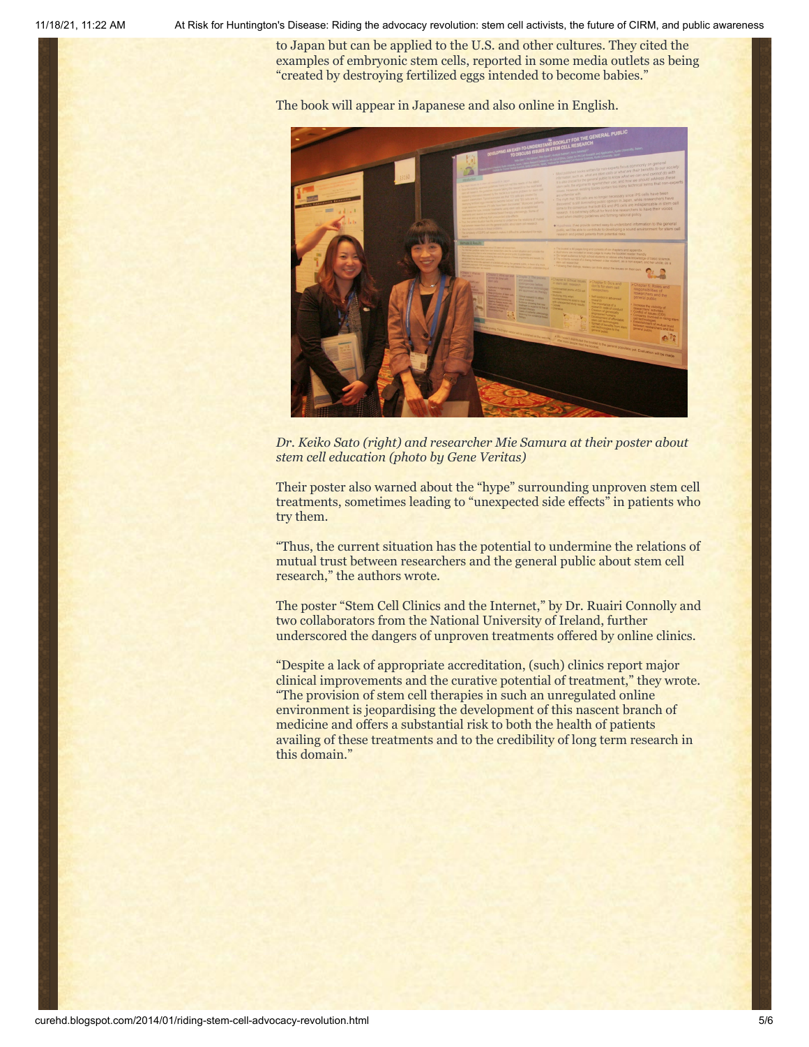to Japan but can be applied to the U.S. and other cultures. They cited the examples of embryonic stem cells, reported in some media outlets as being "created by destroying fertilized eggs intended to become babies."

The book will appear in Japanese and also online in English.

*Dr. Keiko Sato (right) and researcher Mie Samura at their poster about stem cell education (photo by Gene Veritas)*

Their poster also warned about the "hype" surrounding unproven stem cell treatments, sometimes leading to "unexpected side effects" in patients who try them.

"Thus, the current situation has the potential to undermine the relations of mutual trust between researchers and the general public about stem cell research," the authors wrote.

The poster "Stem Cell Clinics and the Internet," by Dr. Ruairi Connolly and two collaborators from the National University of Ireland, further underscored the dangers of unproven treatments offered by online clinics.

"Despite a lack of appropriate accreditation, (such) clinics report major clinical improvements and the curative potential of treatment," they wrote. "The provision of stem cell therapies in such an unregulated online environment is jeopardising the development of this nascent branch of medicine and offers a substantial risk to both the health of patients availing of these treatments and to the credibility of long term research in this domain."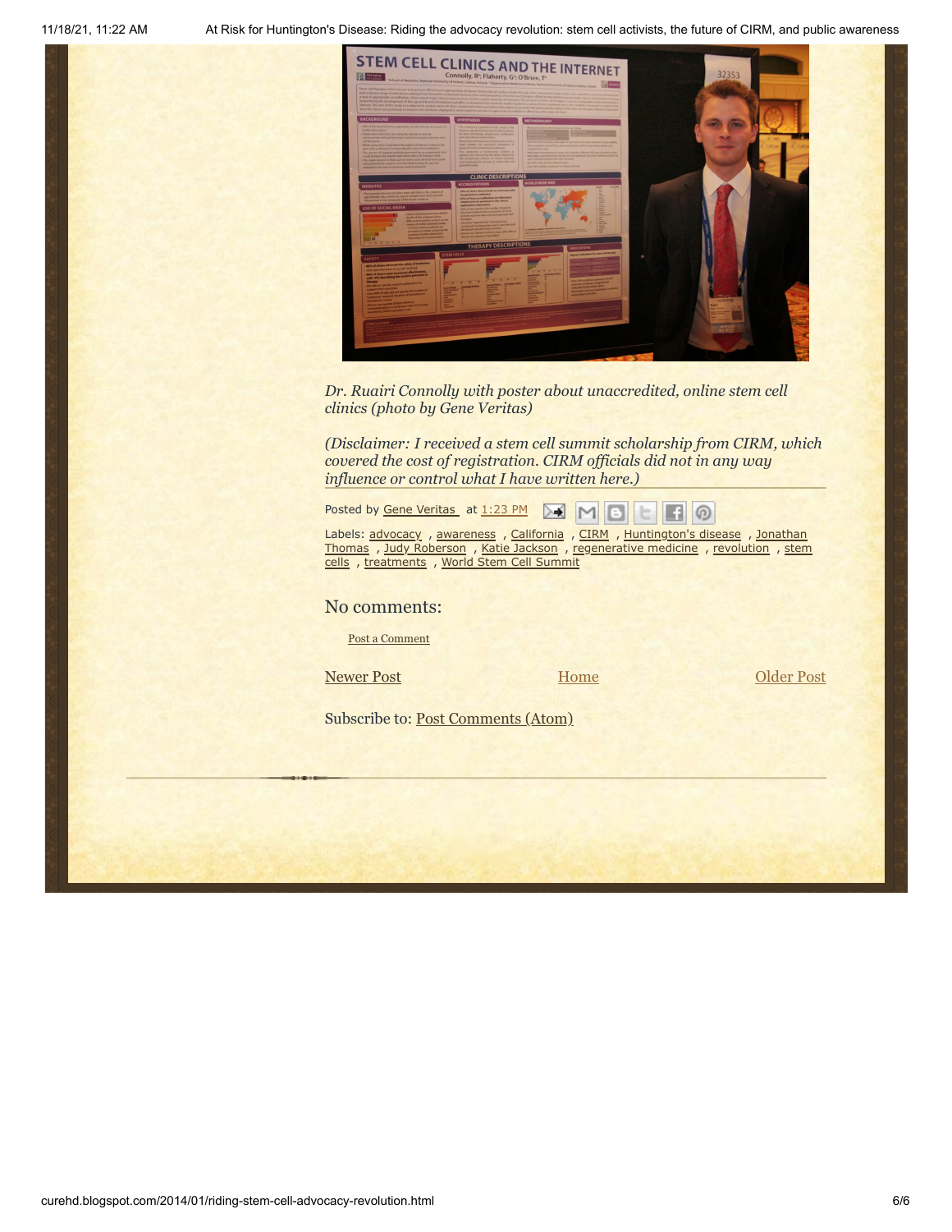*Dr. Ruairi Connolly with poster about unaccredited, online stem cell clinics (photo by Gene Veritas)*

*(Disclaimer: I received a stem cell summit scholarship from CIRM, which covered the cost of registration. CIRM officials did not in any way influence or control what I have written here.)*

Posted by Gene Veritas at 1:23 PM

Labels: advocacy , awareness , California , CIRM , Huntington's disease , Jonathan Thomas , Judy Roberson , Katie Jackson , regenerative medicine , revolution , stem cells , treatments , World Stem Cell Summit

## No comments:

Post a Comment

Newer Post | Home | Older Post

Subscribe to: Post Comments (Atom)